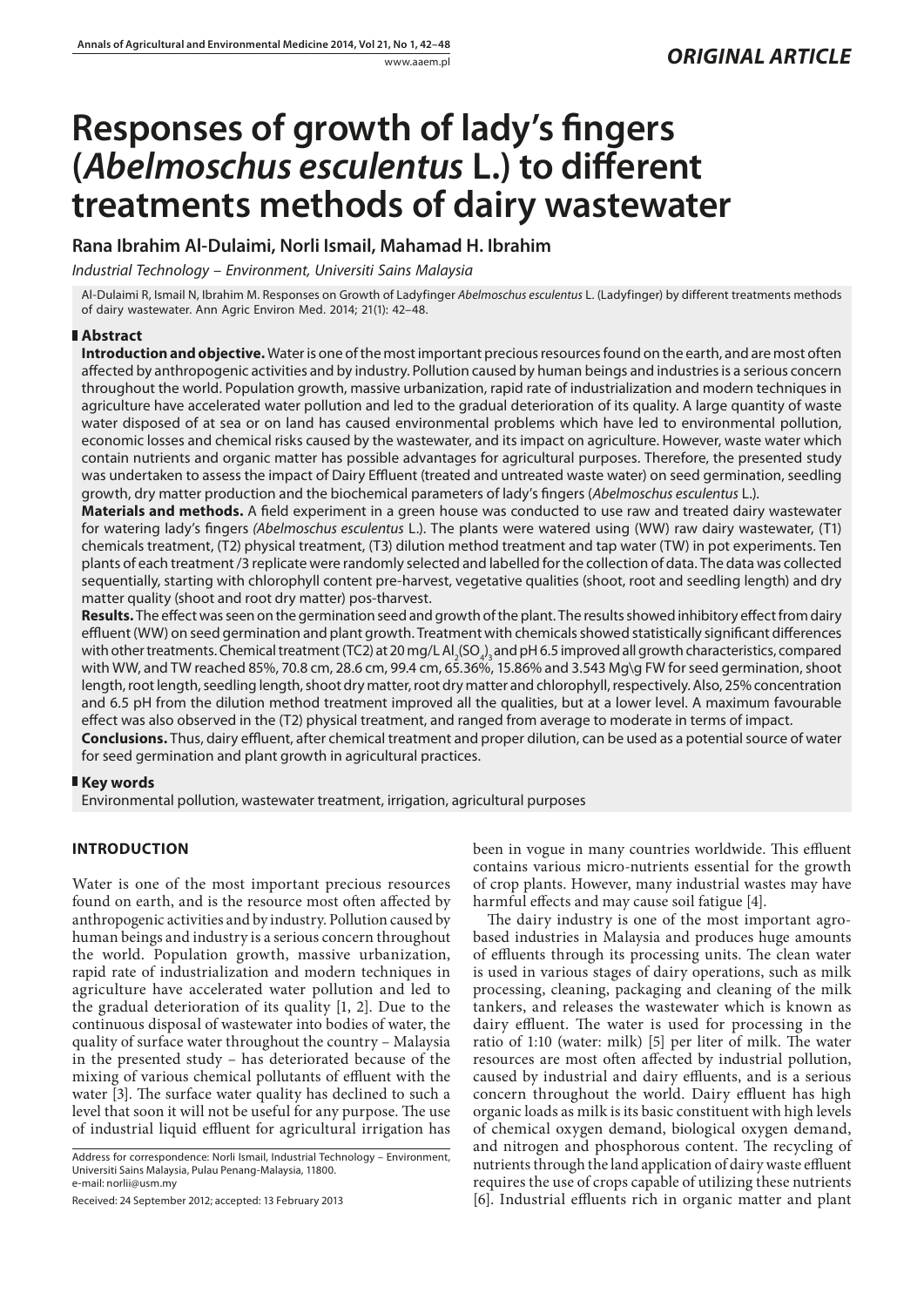ORIGINAL ARTICLE

# Responses of growth of lady's fingers (*Abelmoschus esculentus* L.) to different treatments methods of dairy wastewater

**Rana Ibrahim Al-Dulaimi, Norli Ismail, Mahamad H. Ibrahim**

*Industrial Technology – Environment, Universiti Sains Malaysia*

Al-Dulaimi R, Ismail N, Ibrahim M. Responses on Growth of Ladyfinger *Abelmoschus esculentus* L. (Ladyfinger) by different treatments methods of dairy wastewater. Ann Agric Environ Med. 2014; 21(1): 42–48.

## Abstract

**Introduction and objective.** Water is one of the most important precious resources found on the earth, and are most often affected by anthropogenic activities and by industry. Pollution caused by human beings and industries is a serious concern throughout the world. Population growth, massive urbanization, rapid rate of industrialization and modern techniques in agriculture have accelerated water pollution and led to the gradual deterioration of its quality. A large quantity of waste water disposed of at sea or on land has caused environmental problems which have led to environmental pollution, economic losses and chemical risks caused by the wastewater, and its impact on agriculture. However, waste water which contain nutrients and organic matter has possible advantages for agricultural purposes. Therefore, the presented study was undertaken to assess the impact of Dairy Effluent (treated and untreated waste water) on seed germination, seedling growth, dry matter production and the biochemical parameters of lady's fingers (*Abelmoschus esculentus* L.).

**Materials and methods.** A field experiment in a green house was conducted to use raw and treated dairy wastewater for watering lady's fingers *(Abelmoschus esculentus* L.). The plants were watered using (WW) raw dairy wastewater, (T1) chemicals treatment, (T2) physical treatment, (T3) dilution method treatment and tap water (TW) in pot experiments. Ten plants of each treatment /3 replicate were randomly selected and labelled for the collection of data. The data was collected sequentially, starting with chlorophyll content pre-harvest, vegetative qualities (shoot, root and seedling length) and dry matter quality (shoot and root dry matter) pos-thavest.

**Results.** The effect was seen on the germination seed and growth of the plant. The results showed inhibitory effect from dairy effluent (WW) on seed germination and plant growth. Treatment with chemicals showed statistically significant differences with other treatments. Chemical treatment (TC2) at 20 mg/L $Al_2(SO_4)_3$ and pH 6.5 improved all growth characteristics, compared with WW, and TW reached 85%, 70.8 cm, 28.6 cm, 99.4 cm, 65.36%, 15.86% and 3.543 Mg\g FW for seed germination, shoot length, root length, seedling length, shoot dry matter, root dry matter and chlorophyll, respectively. Also, 25% concentration and 6.5 pH from the dilution method treatment improved all the qualities, but at a lower level. A maximum favourable effect was also observed in the (T2) physical treatment, and ranged from average to moderate in terms of impact.

**Conclusions.** Thus, dairy effluent, after chemical treatment and proper dilution, can be used as a potential source of water for seed germination and plant growth in agricultural practices.

## Key words

Environmental pollution, wastewater treatment, irrigation, agricultural purposes

## INTRODUCTION

Water is one of the most important precious resources found on earth, and is the resource most often affected by anthropogenic activities and by industry. Pollution caused by human beings and industry is a serious concern throughout the world. Population growth, massive urbanization, rapid rate of industrialization and modern techniques in agriculture have accelerated water pollution and led to the gradual deterioration of its quality [1, 2]. Due to the continuous disposal of wastewater into bodies of water, the quality of surface water throughout the country – Malaysia in the presented study – has deteriorated because of the mixing of various chemical pollutants of effluent with the water [3]. The surface water quality has declined to such a level that soon it will not be useful for any purpose. The use of industrial liquid effluent for agricultural irrigation has been in vogue in many countries worldwide. This effluent contains various micro-nutrients essential for the growth of crop plants. However, many industrial wastes may have harmful effects and may cause soil fatigue [4].

The dairy industry is one of the most important agro-based industries in Malaysia and produces huge amounts of effluents through its processing units. The clean water is used in various stages of dairy operations, such as milk processing, cleaning, packaging and cleaning of the milk tankers, and releases the wastewater which is known as dairy effluent. The water is used for processing in the ratio of 1:10 (water: milk) [5] per liter of milk. The water resources are most often affected by industrial pollution, caused by industrial and dairy effluents, and is a serious concern throughout the world. Dairy effluent has high organic loads as milk is its basic constituent with high levels of chemical oxygen demand, biological oxygen demand, and nitrogen and phosphorous content. The recycling of nutrients through the land application of dairy waste effluent requires the use of crops capable of utilizing these nutrients [6]. Industrial effluents rich in organic matter and plant

Address for correspondence: Norli Ismail, Industrial Technology – Environment, Universiti Sains Malaysia, Pulau Penang-Malaysia, 11800.
e-mail: norlii@usm.my

Received: 24 September 2012; accepted: 13 February 2013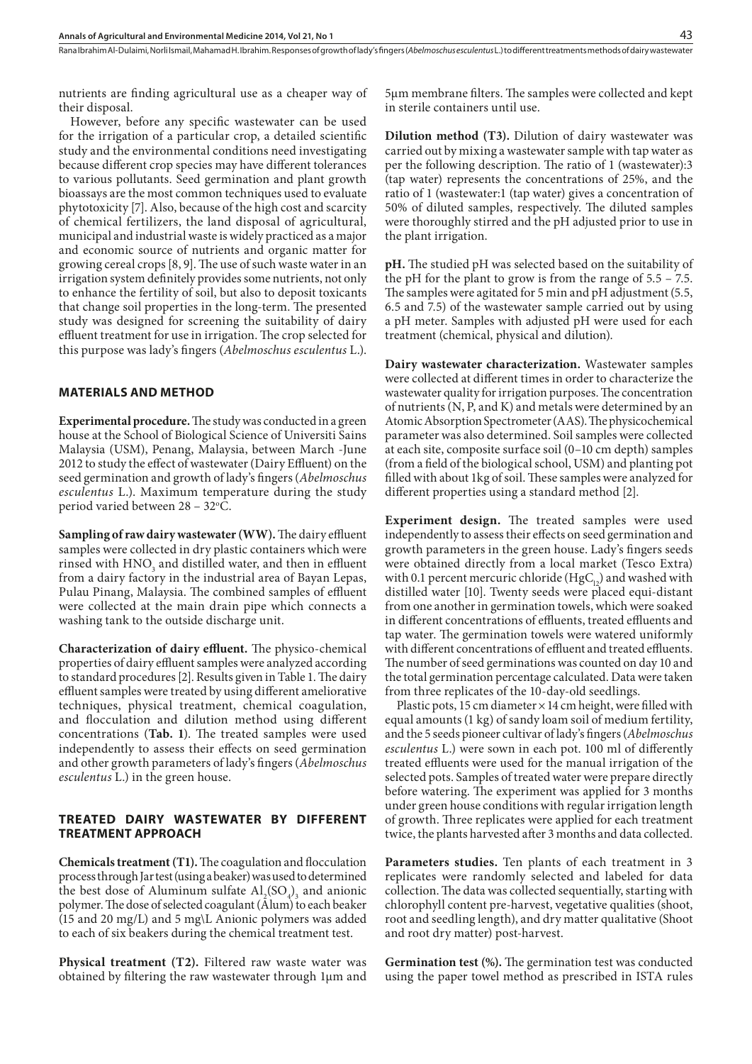nutrients are finding agricultural use as a cheaper way of their disposal.

However, before any specific wastewater can be used for the irrigation of a particular crop, a detailed scientific study and the environmental conditions need investigating because different crop species may have different tolerances to various pollutants. Seed germination and plant growth bioassays are the most common techniques used to evaluate phytotoxicity [7]. Also, because of the high cost and scarcity of chemical fertilizers, the land disposal of agricultural, municipal and industrial waste is widely practiced as a major and economic source of nutrients and organic matter for growing cereal crops [8, 9]. The use of such waste water in an irrigation system definitely provides some nutrients, not only to enhance the fertility of soil, but also to deposit toxicants that change soil properties in the long-term. The presented study was designed for screening the suitability of dairy effluent treatment for use in irrigation. The crop selected for this purpose was lady's fingers (*Abelmoschus esculentus* L.).

## MATERIALS AND METHOD

**Experimental procedure.** The study was conducted in a green house at the School of Biological Science of Universiti Sains Malaysia (USM), Penang, Malaysia, between March -June 2012 to study the effect of wastewater (Dairy Effluent) on the seed germination and growth of lady's fingers (*Abelmoschus esculentus* L.). Maximum temperature during the study period varied between 28 – 32°C.

**Sampling of raw dairy wastewater (WW).** The dairy effluent samples were collected in dry plastic containers which were rinsed with $HNO_3$ and distilled water, and then in effluent from a dairy factory in the industrial area of Bayan Lepas, Pulau Pinang, Malaysia. The combined samples of effluent were collected at the main drain pipe which connects a washing tank to the outside discharge unit.

**Characterization of dairy effluent.** The physico-chemical properties of dairy effluent samples were analyzed according to standard procedures [2]. Results given in Table 1. The dairy effluent samples were treated by using different ameliorative techniques, physical treatment, chemical coagulation, and flocculation and dilution method using different concentrations (**Tab. 1**). The treated samples were used independently to assess their effects on seed germination and other growth parameters of lady's fingers (*Abelmoschus esculentus* L.) in the green house.

## TREATED DAIRY WASTEWATER BY DIFFERENT TREATMENT APPROACH

**Chemicals treatment (T1).** The coagulation and flocculation process through Jar test (using a beaker) was used to determined the best dose of Aluminum sulfate $Al_2(SO_4)_3$ and anionic polymer. The dose of selected coagulant (Alum) to each beaker (15 and 20 mg/L) and 5 mg\L Anionic polymers was added to each of six beakers during the chemical treatment test.

**Physical treatment (T2).** Filtered raw waste water was obtained by filtering the raw wastewater through 1µm and 5µm membrane filters. The samples were collected and kept in sterile containers until use.

**Dilution method (T3).** Dilution of dairy wastewater was carried out by mixing a wastewater sample with tap water as per the following description. The ratio of 1 (wastewater):3 (tap water) represents the concentrations of 25%, and the ratio of 1 (wastewater:1 (tap water) gives a concentration of 50% of diluted samples, respectively. The diluted samples were thoroughly stirred and the pH adjusted prior to use in the plant irrigation.

**pH.** The studied pH was selected based on the suitability of the pH for the plant to grow is from the range of 5.5 – 7.5. The samples were agitated for 5 min and pH adjustment (5.5, 6.5 and 7.5) of the wastewater sample carried out by using a pH meter. Samples with adjusted pH were used for each treatment (chemical, physical and dilution).

**Dairy wastewater characterization.** Wastewater samples were collected at different times in order to characterize the wastewater quality for irrigation purposes. The concentration of nutrients (N, P, and K) and metals were determined by an Atomic Absorption Spectrometer (AAS). The physicochemical parameter was also determined. Soil samples were collected at each site, composite surface soil (0–10 cm depth) samples (from a field of the biological school, USM) and planting pot filled with about 1kg of soil. These samples were analyzed for different properties using a standard method [2].

**Experiment design.** The treated samples were used independently to assess their effects on seed germination and growth parameters in the green house. Lady's fingers seeds were obtained directly from a local market (Tesco Extra) with 0.1 percent mercuric chloride ($HgC_{l2}$) and washed with distilled water [10]. Twenty seeds were placed equi-distant from one another in germination towels, which were soaked in different concentrations of effluents, treated effluents and tap water. The germination towels were watered uniformly with different concentrations of effluent and treated effluents. The number of seed germinations was counted on day 10 and the total germination percentage calculated. Data were taken from three replicates of the 10-day-old seedlings.

Plastic pots, 15 cm diameter × 14 cm height, were filled with equal amounts (1 kg) of sandy loam soil of medium fertility, and the 5 seeds pioneer cultivar of lady's fingers (*Abelmoschus esculentus* L.) were sown in each pot. 100 ml of differently treated effluents were used for the manual irrigation of the selected pots. Samples of treated water were prepare directly before watering. The experiment was applied for 3 months under green house conditions with regular irrigation length of growth. Three replicates were applied for each treatment twice, the plants harvested after 3 months and data collected.

**Parameters studies.** Ten plants of each treatment in 3 replicates were randomly selected and labeled for data collection. The data was collected sequentially, starting with chlorophyll content pre-harvest, vegetative qualities (shoot, root and seedling length), and dry matter qualitative (Shoot and root dry matter) post-harvest.

**Germination test (%).** The germination test was conducted using the paper towel method as prescribed in ISTA rules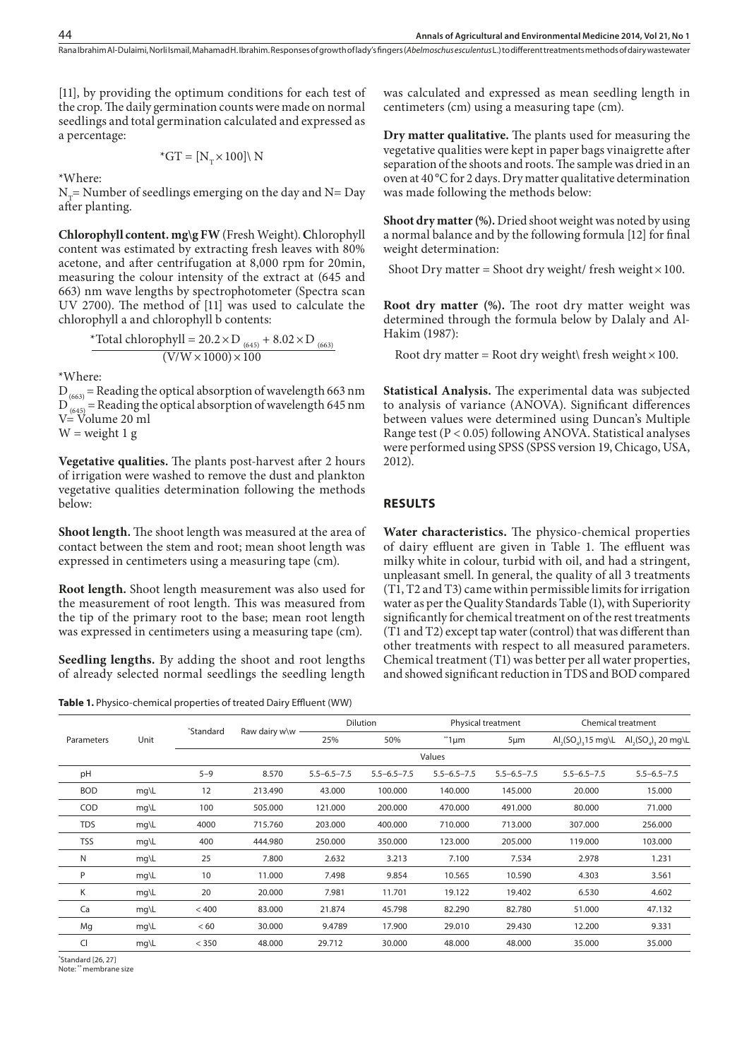[11], by providing the optimum conditions for each test of the crop. The daily germination counts were made on normal seedlings and total germination calculated and expressed as a percentage:

$$*GT = [N_T \times 100] \backslash N$$

*Where:

$N_T$= Number of seedlings emerging on the day and N= Day after planting.

**Chlorophyll content. mg\g FW** (Fresh Weight). **C**hlorophyll content was estimated by extracting fresh leaves with 80% acetone, and after centrifugation at 8,000 rpm for 20min, measuring the colour intensity of the extract at (645 and 663) nm wave lengths by spectrophotometer (Spectra scan UV 2700). The method of [11] was used to calculate the chlorophyll a and chlorophyll b contents:

$$*\text{Total chlorophyll} = \frac{20.2 \times D_{(645)} + 8.02 \times D_{(663)}}{(V/W \times 1000) \times 100}$$

*Where:

$D_{(663)}$ = Reading the optical absorption of wavelength 663 nm
$D_{(645)}$ = Reading the optical absorption of wavelength 645 nm
V= Volume 20 ml
W = weight 1 g

**Vegetative qualities.** The plants post-harvest after 2 hours of irrigation were washed to remove the dust and plankton vegetative qualities determination following the methods below:

**Shoot length.** The shoot length was measured at the area of contact between the stem and root; mean shoot length was expressed in centimeters using a measuring tape (cm).

**Root length.** Shoot length measurement was also used for the measurement of root length. This was measured from the tip of the primary root to the base; mean root length was expressed in centimeters using a measuring tape (cm).

**Seedling lengths.** By adding the shoot and root lengths of already selected normal seedlings the seedling length was calculated and expressed as mean seedling length in centimeters (cm) using a measuring tape (cm).

**Dry matter qualitative.** The plants used for measuring the vegetative qualities were kept in paper bags vinaigrette after separation of the shoots and roots. The sample was dried in an oven at 40 °C for 2 days. Dry matter qualitative determination was made following the methods below:

**Shoot dry matter (%).** Dried shoot weight was noted by using a normal balance and by the following formula [12] for final weight determination:

Shoot Dry matter = Shoot dry weight/ fresh weight × 100.

**Root dry matter (%).** The root dry matter weight was determined through the formula below by Dalaly and Al-Hakim (1987):

Root dry matter = Root dry weight\ fresh weight × 100.

**Statistical Analysis.** The experimental data was subjected to analysis of variance (ANOVA). Significant differences between values were determined using Duncan's Multiple Range test ($P < 0.05$) following ANOVA. Statistical analyses were performed using SPSS (SPSS version 19, Chicago, USA, 2012).

## RESULTS

**Water characteristics.** The physico-chemical properties of dairy effluent are given in Table 1. The effluent was milky white in colour, turbid with oil, and had a stringent, unpleasant smell. In general, the quality of all 3 treatments (T1, T2 and T3) came within permissible limits for irrigation water as per the Quality Standards Table (1), with Superiority significantly for chemical treatment on of the rest treatments (T1 and T2) except tap water (control) that was different than other treatments with respect to all measured parameters. Chemical treatment (T1) was better per all water properties, and showed significant reduction in TDS and BOD compared

**Table 1.** Physico-chemical properties of treated Dairy Effluent (WW)

| Parameters | Unit | *Standard | Raw dairy w\w | Dilution | | Physical treatment | | Chemical treatment | |
|---|---|---|---|---|---|---|---|---|---|
| | | | | 25% | 50% | **1µm | 5µm | $Al_2(SO_4)_3$ 15 mg\L | $Al_2(SO_4)_3$ 20 mg\L |
| | | Values | | | | | | | |
| pH | | 5–9 | 8.570 | 5.5–6.5–7.5 | 5.5–6.5–7.5 | 5.5–6.5–7.5 | 5.5–6.5–7.5 | 5.5–6.5–7.5 | 5.5–6.5–7.5 |
| BOD | mg\L | 12 | 213.490 | 43.000 | 100.000 | 140.000 | 145.000 | 20.000 | 15.000 |
| COD | mg\L | 100 | 505.000 | 121.000 | 200.000 | 470.000 | 491.000 | 80.000 | 71.000 |
| TDS | mg\L | 4000 | 715.760 | 203.000 | 400.000 | 710.000 | 713.000 | 307.000 | 256.000 |
| TSS | mg\L | 400 | 444.980 | 250.000 | 350.000 | 123.000 | 205.000 | 119.000 | 103.000 |
| N | mg\L | 25 | 7.800 | 2.632 | 3.213 | 7.100 | 7.534 | 2.978 | 1.231 |
| P | mg\L | 10 | 11.000 | 7.498 | 9.854 | 10.565 | 10.590 | 4.303 | 3.561 |
| K | mg\L | 20 | 20.000 | 7.981 | 11.701 | 19.122 | 19.402 | 6.530 | 4.602 |
| Ca | mg\L | < 400 | 83.000 | 21.874 | 45.798 | 82.290 | 82.780 | 51.000 | 47.132 |
| Mg | mg\L | < 60 | 30.000 | 9.4789 | 17.900 | 29.010 | 29.430 | 12.200 | 9.331 |
| Cl | mg\L | < 350 | 48.000 | 29.712 | 30.000 | 48.000 | 48.000 | 35.000 | 35.000 |

*Standard [26, 27]
Note: **membrane size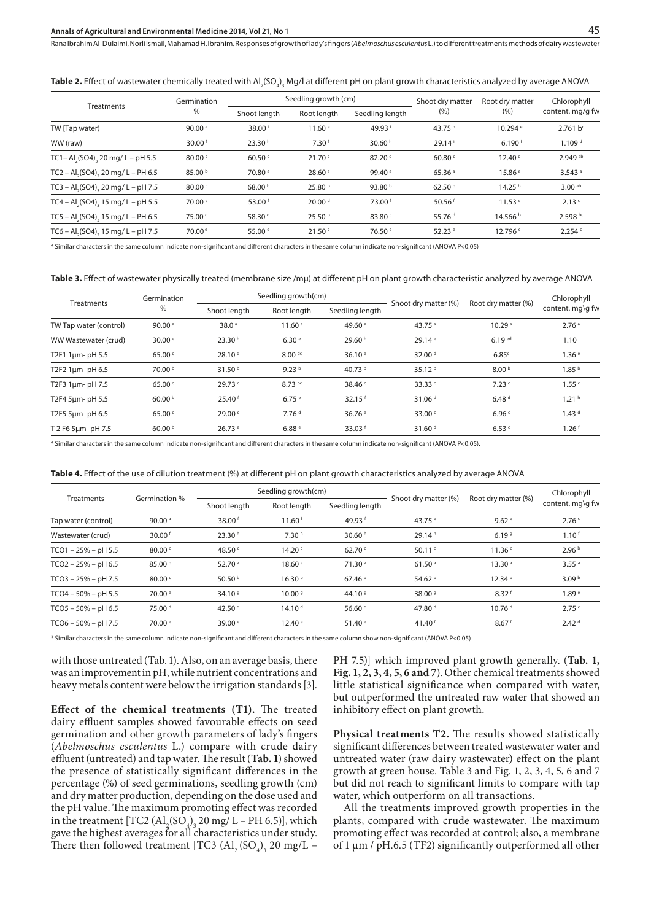**Table 2.** Effect of wastewater chemically treated with $Al_2(SO_4)_3$ Mg/l at different pH on plant growth characteristics analyzed by average ANOVA

| Treatments | Germination % | Seedling growth (cm) | | | Shoot dry matter (%) | Root dry matter (%) | Chlorophyll content. mg/g fw |
|---|---|---|---|---|---|---|---|
| | | Shoot length | Root length | Seedling length | | | |
| TW [Tap water) | 90.00 $^{a}$ | 38.00 $^{i}$ | 11.60 $^{e}$ | 49.93 $^{i}$ | 43.75 $^{h}$ | 10.294 $^{e}$ | 2.761 b$^{c}$ |
| WW (raw) | 30.00 $^{f}$ | 23.30 $^{h}$ | 7.30 $^{f}$ | 30.60 $^{h}$ | 29.14 $^{i}$ | 6.190 $^{f}$ | 1.109 $^{d}$ |
| TC1– $Al_2(SO4)_3$ 20 mg/ L – pH 5.5 | 80.00 $^{c}$ | 60.50 $^{c}$ | 21.70 $^{c}$ | 82.20 $^{d}$ | 60.80 $^{c}$ | 12.40 $^{d}$ | 2.949 $^{ab}$ |
| TC2 – $Al_2(SO4)_3$ 20 mg/ L – PH 6.5 | 85.00 $^{b}$ | 70.80 $^{a}$ | 28.60 $^{a}$ | 99.40 $^{a}$ | 65.36 $^{a}$ | 15.86 $^{a}$ | 3.543 $^{a}$ |
| TC3 – $Al_2(SO4)_3$ 20 mg/ L – pH 7.5 | 80.00 $^{c}$ | 68.00 $^{b}$ | 25.80 $^{b}$ | 93.80 $^{b}$ | 62.50 $^{b}$ | 14.25 $^{b}$ | 3.00 $^{ab}$ |
| TC4 – $Al_2(SO4)_3$ 15 mg/ L – pH 5.5 | 70.00 $^{e}$ | 53.00 $^{f}$ | 20.00 $^{d}$ | 73.00 $^{f}$ | 50.56 $^{f}$ | 11.53 $^{e}$ | 2.13 $^{c}$ |
| TC5 – $Al_2(SO4)_3$ 15 mg/ L – PH 6.5 | 75.00 $^{d}$ | 58.30 $^{d}$ | 25.50 $^{b}$ | 83.80 $^{c}$ | 55.76 $^{d}$ | 14.566 $^{b}$ | 2.598 $^{bc}$ |
| TC6 – $Al_2(SO4)_3$ 15 mg/ L – pH 7.5 | 70.00 $^{e}$ | 55.00 $^{e}$ | 21.50 $^{c}$ | 76.50 $^{e}$ | 52.23 $^{e}$ | 12.796 $^{c}$ | 2.254 $^{c}$ |

\* Similar characters in the same column indicate non-significant and different characters in the same column indicate non-significant (ANOVA P<0.05)

**Table 3.** Effect of wastewater physically treated (membrane size /mμ) at different pH on plant growth characteristic analyzed by average ANOVA

| Treatments | Germination % | Seedling growth(cm) | | | Shoot dry matter (%) | Root dry matter (%) | Chlorophyll content. mg\g fw |
|---|---|---|---|---|---|---|---|
| | | Shoot length | Root length | Seedling length | | | |
| TW Tap water (control) | 90.00 $^{a}$ | 38.0 $^{a}$ | 11.60 $^{a}$ | 49.60 $^{a}$ | 43.75 $^{a}$ | 10.29 $^{a}$ | 2.76 $^{a}$ |
| WW Wastewater (crud) | 30.00 $^{e}$ | 23.30 $^{h}$ | 6.30 $^{e}$ | 29.60 $^{h}$ | 29.14 $^{e}$ | 6.19 $^{ed}$ | 1.10 $^{i}$ |
| T2F1 1μm- pH 5.5 | 65.00 $^{c}$ | 28.10 $^{d}$ | 8.00 $^{dc}$ | 36.10 $^{e}$ | 32.00 $^{d}$ | 6.85$^{c}$ | 1.36 $^{e}$ |
| T2F2 1μm- pH 6.5 | 70.00 $^{b}$ | 31.50 $^{b}$ | 9.23 $^{b}$ | 40.73 $^{b}$ | 35.12 $^{b}$ | 8.00 $^{b}$ | 1.85 $^{b}$ |
| T2F3 1μm- pH 7.5 | 65.00 $^{c}$ | 29.73 $^{c}$ | 8.73 $^{bc}$ | 38.46 $^{c}$ | 33.33 $^{c}$ | 7.23 $^{c}$ | 1.55 $^{c}$ |
| T2F4 5μm- pH 5.5 | 60.00 $^{b}$ | 25.40 $^{f}$ | 6.75 $^{e}$ | 32.15 $^{f}$ | 31.06 $^{d}$ | 6.48 $^{d}$ | 1.21 $^{h}$ |
| T2F5 5μm- pH 6.5 | 65.00 $^{c}$ | 29.00 $^{c}$ | 7.76 $^{d}$ | 36.76 $^{e}$ | 33.00 $^{c}$ | 6.96 $^{c}$ | 1.43 $^{d}$ |
| T 2 F6 5μm- pH 7.5 | 60.00 $^{b}$ | 26.73 $^{e}$ | 6.88 $^{e}$ | 33.03 $^{f}$ | 31.60 $^{d}$ | 6.53 $^{c}$ | 1.26 $^{f}$ |

\* Similar characters in the same column indicate non-significant and different characters in the same column indicate non-significant (ANOVA P<0.05).

**Table 4.** Effect of the use of dilution treatment (%) at different pH on plant growth characteristics analyzed by average ANOVA

| Treatments | Germination % | Seedling growth(cm) | | | Shoot dry matter (%) | Root dry matter (%) | Chlorophyll content. mg\g fw |
|---|---|---|---|---|---|---|---|
| | | Shoot length | Root length | Seedling length | | | |
| Tap water (control) | 90.00 $^{a}$ | 38.00 $^{f}$ | 11.60 $^{f}$ | 49.93 $^{f}$ | 43.75 $^{e}$ | 9.62 $^{e}$ | 2.76 $^{c}$ |
| Wastewater (crud) | 30.00 $^{f}$ | 23.30 $^{h}$ | 7.30 $^{h}$ | 30.60 $^{h}$ | 29.14 $^{h}$ | 6.19 $^{g}$ | 1.10 $^{f}$ |
| TCO1 – 25% – pH 5.5 | 80.00 $^{c}$ | 48.50 $^{c}$ | 14.20 $^{c}$ | 62.70 $^{c}$ | 50.11 $^{c}$ | 11.36 $^{c}$ | 2.96 $^{b}$ |
| TCO2 – 25% – pH 6.5 | 85.00 $^{b}$ | 52.70 $^{a}$ | 18.60 $^{a}$ | 71.30 $^{a}$ | 61.50 $^{a}$ | 13.30 $^{a}$ | 3.55 $^{a}$ |
| TCO3 – 25% – pH 7.5 | 80.00 $^{c}$ | 50.50 $^{b}$ | 16.30 $^{b}$ | 67.46 $^{b}$ | 54.62 $^{b}$ | 12.34 $^{b}$ | 3.09 $^{b}$ |
| TCO4 – 50% – pH 5.5 | 70.00 $^{e}$ | 34.10 $^{g}$ | 10.00 $^{g}$ | 44.10 $^{g}$ | 38.00 $^{g}$ | 8.32 $^{f}$ | 1.89 $^{e}$ |
| TCO5 – 50% – pH 6.5 | 75.00 $^{d}$ | 42.50 $^{d}$ | 14.10 $^{d}$ | 56.60 $^{d}$ | 47.80 $^{d}$ | 10.76 $^{d}$ | 2.75 $^{c}$ |
| TCO6 – 50% – pH 7.5 | 70.00 $^{e}$ | 39.00 $^{e}$ | 12.40 $^{e}$ | 51.40 $^{e}$ | 41.40 $^{f}$ | 8.67 $^{f}$ | 2.42 $^{d}$ |

\* Similar characters in the same column indicate non-significant and different characters in the same column show non-significant (ANOVA P<0.05)

with those untreated (Tab. 1). Also, on an average basis, there was an improvement in pH, while nutrient concentrations and heavy metals content were below the irrigation standards [3].

**Effect of the chemical treatments (T1).** The treated dairy effluent samples showed favourable effects on seed germination and other growth parameters of lady's fingers (*Abelmoschus esculentus* L.) compare with crude dairy effluent (untreated) and tap water. The result (**Tab. 1**) showed the presence of statistically significant differences in the percentage (%) of seed germinations, seedling growth (cm) and dry matter production, depending on the dose used and the pH value. The maximum promoting effect was recorded in the treatment [TC2 ($Al_2(SO_4)_3$ 20 mg/ L – PH 6.5)], which gave the highest averages for all characteristics under study. There then followed treatment [TC3 ($Al_2(SO_4)_3$ 20 mg/L – PH 7.5)] which improved plant growth generally. (**Tab. 1, Fig. 1, 2, 3, 4, 5, 6 and 7**). Other chemical treatments showed little statistical significance when compared with water, but outperformed the untreated raw water that showed an inhibitory effect on plant growth.

**Physical treatments T2.** The results showed statistically significant differences between treated wastewater water and untreated water (raw dairy wastewater) effect on the plant growth at green house. Table 3 and Fig. 1, 2, 3, 4, 5, 6 and 7 but did not reach to significant limits to compare with tap water, which outperform on all transactions.

All the treatments improved growth properties in the plants, compared with crude wastewater. The maximum promoting effect was recorded at control; also, a membrane of 1 μm / pH.6.5 (TF2) significantly outperformed all other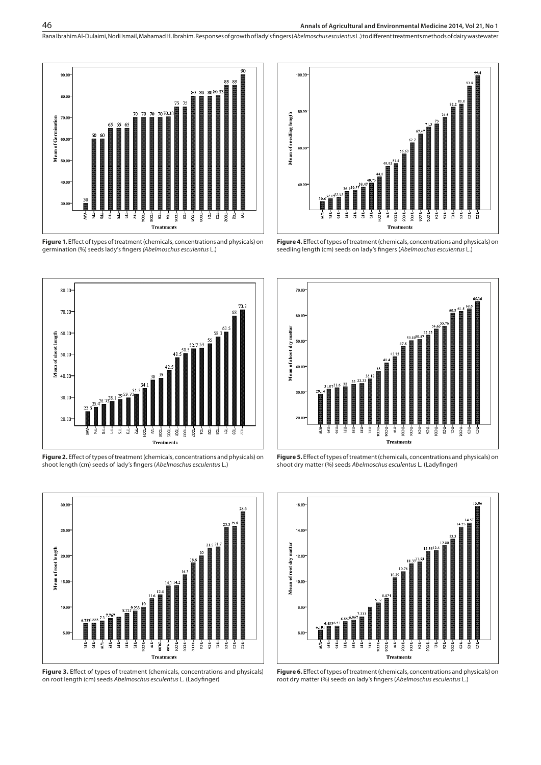Mean of Germination

90.00
80.00
70.00
60.00
50.00
40.00
30.00

30 60 60 65 65 65 70 70 70 70 70.33 75 75 80 80 80.33 85 85 90

WW TF4 TF8 TF3 TF5 TF1 TF2 TCO4 TCO6 TC6 TC4 TCO5 TC5 TCO1 TCO3 TC1 TC3 TCO2 TC2 TW

Treatments

**Figure 1.** Effect of types of treatment (chemicals, concentrations and physicals) on germination (%) seeds lady's fingers *(Abelmoschus esculentus* L.)

Mean of shoot length

80.00
70.00
60.00
50.00
40.00
30.00
20.00

23.5 25.4 26.73 28.1 29 29.73 31.5 34.1 38 39 42.5 48.5 50.5 52.7 53 55 58.3 60.5 68 70.8

WW TF4 TF8 TF1 TF5 TF3 TF2 TCO4 TW TCO6 TCO5 TC4 TCO1 TCO3 TCO2 TC6 TC5 TC1 TC3 TC2

Treatments

**Figure 2.** Effect of types of treatment (chemicals, concentrations and physicals) on shoot length (cm) seeds of lady's fingers (*Abelmoschus esculentus* L.)

Mean of root length

30.00
25.00
20.00
15.00
10.00
5.00

6.75 6.883 7.3 7.767 8.733 9.233 10 11.6 12.4 14.1 14.2 16.3 18.6 20 21.5 21.7 25.5 25.8 28.6

TF4 TF6 WW TF5 TF1 TF3 TF2 TCO4 TW TCO6 TCO5 TCO1 TCO3 TCO2 TC4 TC6 TC1 TC5 TC3 TC2

Treatments

**Figure 3.** Effect of types of treatment (chemicals, concentrations and physicals) on root length (cm) seeds *Abelmoschus esculentus* L. (Ladyfinger)

Mean of seedling length

100.00
80.00
60.00
40.00

30.6 32.15 33.03 36.1 36.77 38.47 40.73 44.1 49.93 51.4 56.60 62.7 67.47 71.3 73 76.5 82.2 83.8 93.8 99.4

WW TF4 TF6 TF1 TF5 TF3 TF2 TCO4 TW TCO6 TCO5 TCO1 TCO3 TCO2 TC4 TC6 TC1 TC5 TC3 TC2

Treatments

**Figure 4.** Effect of types of treatment (chemicals, concentrations and physicals) on seedling length (cm) seeds on lady's fingers (*Abelmoschus esculentus* L.)

Mean of shoot dry matter

70.00
60.00
50.00
40.00
30.00
20.00

29.14 31.07 31.6 32 33 33.53 35.12 38 41.4 43.75 47.8 50.1 50.57 52.23 54.65 55.76 60.8 61.5 62.5 65.36

WW TF4 TF6 TF1 TF5 TF3 TF2 TCO4 TW TCO5 TCO1 TC4 TC6 TCO3 TC5 TC1 TCO2 TC3 TC2

Treatments

**Figure 5.** Effect of types of treatment (chemicals, concentrations and physicals) on shoot dry matter (%) seeds *Abelmoschus esculentus* L. (Ladyfinger)

Mean of root dry mattar

16.00
14.00
12.00
10.00
8.00
6.00

6.191 6.483 6.53 6.857 6.967 7.233 8.32 8.674 10.29 10.76 11.39 11.53 12.34 12.4 12.80 13.3 14.25 14.57 15.86

WW TF4 TF6 TF1 TF5 TF3 TF2 TCO4 TCO6 TW TCO5 TCO1 TC4 TCO3 TC1 TC6 TCO2 TC5 TC3 TC2

Treatments

**Figure 6.** Effect of types of treatment (chemicals, concentrations and physicals) on root dry matter (%) seeds on lady's fingers (*Abelmoschus esculentus* L.)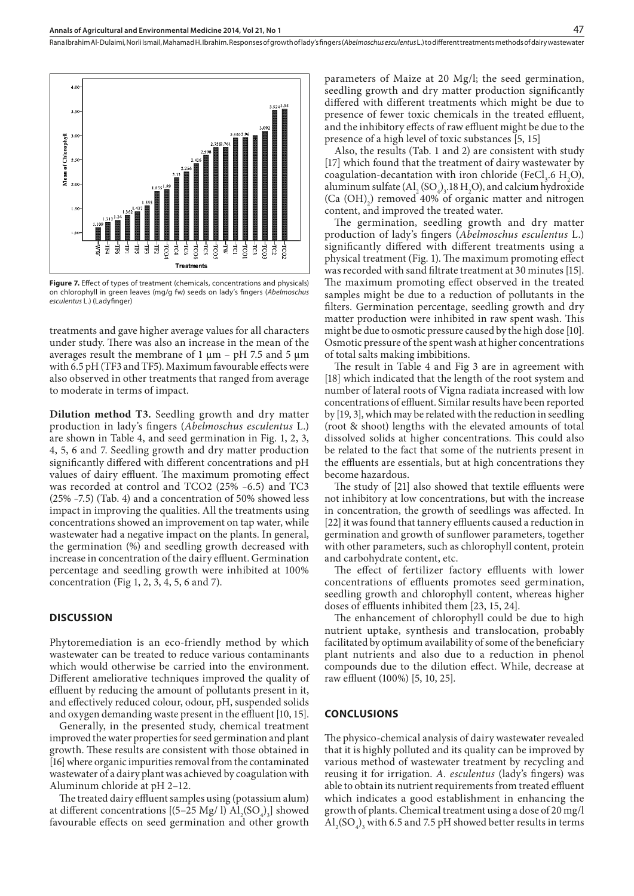**Figure 7.** Effect of types of treatment (chemicals, concentrations and physicals) on chlorophyll in green leaves (mg/g fw) seeds on lady's fingers (*Abelmoschus esculentus* L.) (Ladyfinger)

treatments and gave higher average values for all characters under study. There was also an increase in the mean of the averages result the membrane of 1 µm – pH 7.5 and 5 µm with 6.5 pH (TF3 and TF5). Maximum favourable effects were also observed in other treatments that ranged from average to moderate in terms of impact.

**Dilution method T3.** Seedling growth and dry matter production in lady's fingers (*Abelmoschus esculentus* L.) are shown in Table 4, and seed germination in Fig. 1, 2, 3, 4, 5, 6 and 7. Seedling growth and dry matter production significantly differed with different concentrations and pH values of dairy effluent. The maximum promoting effect was recorded at control and TCO2 (25% –6.5) and TC3 (25% –7.5) (Tab. 4) and a concentration of 50% showed less impact in improving the qualities. All the treatments using concentrations showed an improvement on tap water, while wastewater had a negative impact on the plants. In general, the germination (%) and seedling growth decreased with increase in concentration of the dairy effluent. Germination percentage and seedling growth were inhibited at 100% concentration (Fig 1, 2, 3, 4, 5, 6 and 7).

## DISCUSSION

Phytoremediation is an eco-friendly method by which wastewater can be treated to reduce various contaminants which would otherwise be carried into the environment. Different ameliorative techniques improved the quality of effluent by reducing the amount of pollutants present in it, and effectively reduced colour, odour, pH, suspended solids and oxygen demanding waste present in the effluent [10, 15].

Generally, in the presented study, chemical treatment improved the water properties for seed germination and plant growth. These results are consistent with those obtained in [16] where organic impurities removal from the contaminated wastewater of a dairy plant was achieved by coagulation with Aluminum chloride at pH 2–12.

The treated dairy effluent samples using (potassium alum) at different concentrations [(5–25 Mg/ l) $Al_2(SO_4)_3$] showed favourable effects on seed germination and other growth parameters of Maize at 20 Mg/l; the seed germination, seedling growth and dry matter production significantly differed with different treatments which might be due to presence of fewer toxic chemicals in the treated effluent, and the inhibitory effects of raw effluent might be due to the presence of a high level of toxic substances [5, 15]

Also, the results (Tab. 1 and 2) are consistent with study [17] which found that the treatment of dairy wastewater by coagulation-decantation with iron chloride ($FeCl_3.6\,H_2O$), aluminum sulfate ($Al_2(SO_4)_3.18\,H_2O$), and calcium hydroxide ($Ca(OH)_2$) removed 40% of organic matter and nitrogen content, and improved the treated water.

The germination, seedling growth and dry matter production of lady's fingers (*Abelmoschus esculentus* L.) significantly differed with different treatments using a physical treatment (Fig. 1). The maximum promoting effect was recorded with sand filtrate treatment at 30 minutes [15]. The maximum promoting effect observed in the treated samples might be due to a reduction of pollutants in the filters. Germination percentage, seedling growth and dry matter production were inhibited in raw spent wash. This might be due to osmotic pressure caused by the high dose [10]. Osmotic pressure of the spent wash at higher concentrations of total salts making imbibitions.

The result in Table 4 and Fig 3 are in agreement with [18] which indicated that the length of the root system and number of lateral roots of Vigna radiata increased with low concentrations of effluent. Similar results have been reported by [19, 3], which may be related with the reduction in seedling (root & shoot) lengths with the elevated amounts of total dissolved solids at higher concentrations. This could also be related to the fact that some of the nutrients present in the effluents are essentials, but at high concentrations they become hazardous.

The study of [21] also showed that textile effluents were not inhibitory at low concentrations, but with the increase in concentration, the growth of seedlings was affected. In [22] it was found that tannery effluents caused a reduction in germination and growth of sunflower parameters, together with other parameters, such as chlorophyll content, protein and carbohydrate content, etc.

The effect of fertilizer factory effluents with lower concentrations of effluents promotes seed germination, seedling growth and chlorophyll content, whereas higher doses of effluents inhibited them [23, 15, 24].

The enhancement of chlorophyll could be due to high nutrient uptake, synthesis and translocation, probably facilitated by optimum availability of some of the beneficiary plant nutrients and also due to a reduction in phenol compounds due to the dilution effect. While, decrease at raw effluent (100%) [5, 10, 25].

## CONCLUSIONS

The physico-chemical analysis of dairy wastewater revealed that it is highly polluted and its quality can be improved by various method of wastewater treatment by recycling and reusing it for irrigation. *A. esculentus* (lady's fingers) was able to obtain its nutrient requirements from treated effluent which indicates a good establishment in enhancing the growth of plants. Chemical treatment using a dose of 20 mg/l $Al_2(SO_4)_3$ with 6.5 and 7.5 pH showed better results in terms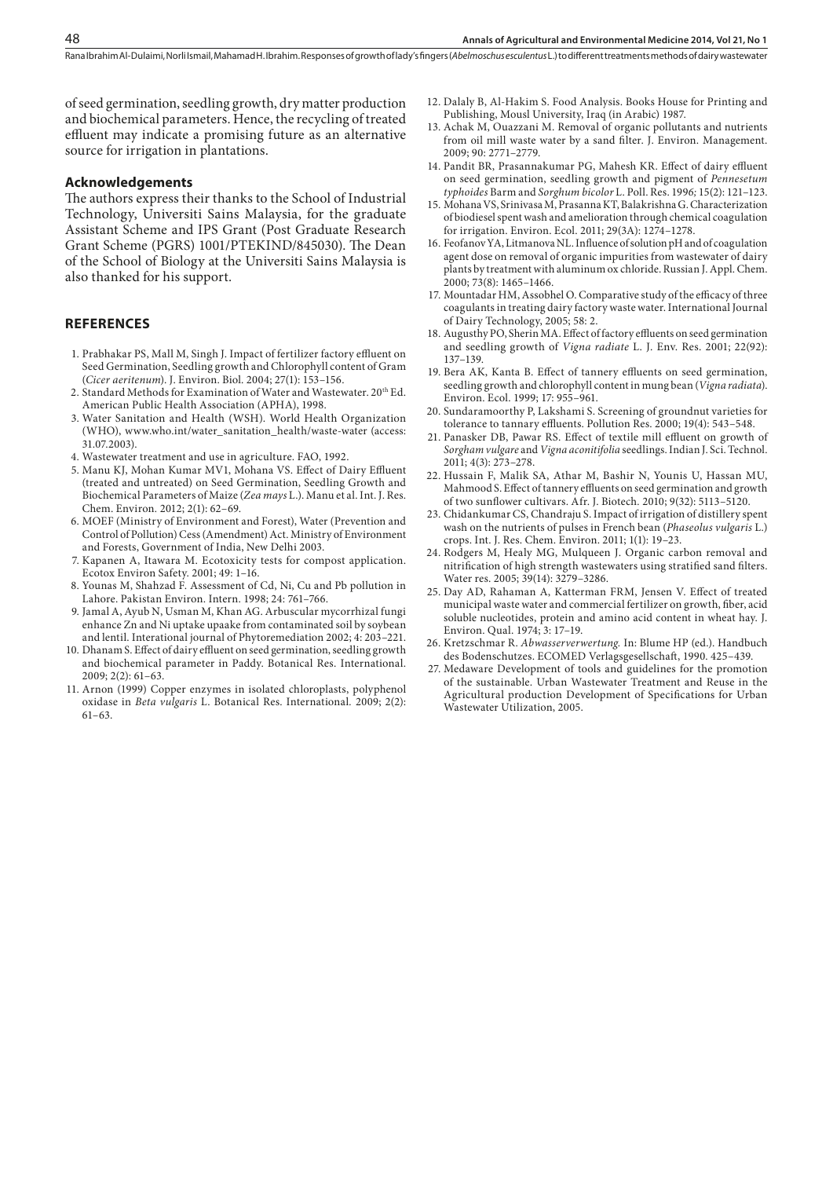of seed germination, seedling growth, dry matter production and biochemical parameters. Hence, the recycling of treated effluent may indicate a promising future as an alternative source for irrigation in plantations.

## Acknowledgements

The authors express their thanks to the School of Industrial Technology, Universiti Sains Malaysia, for the graduate Assistant Scheme and IPS Grant (Post Graduate Research Grant Scheme (PGRS) 1001/PTEKIND/845030). The Dean of the School of Biology at the Universiti Sains Malaysia is also thanked for his support.

## REFERENCES

1. Prabhakar PS, Mall M, Singh J. Impact of fertilizer factory effluent on Seed Germination, Seedling growth and Chlorophyll content of Gram (*Cicer aeritenum*). J. Environ. Biol. 2004; 27(1): 153–156.
2. Standard Methods for Examination of Water and Wastewater. 20th Ed. American Public Health Association (APHA), 1998.
3. Water Sanitation and Health (WSH). World Health Organization (WHO), www.who.int/water_sanitation_health/waste-water (access: 31.07.2003).
4. Wastewater treatment and use in agriculture. FAO, 1992.
5. Manu KJ, Mohan Kumar MV1, Mohana VS. Effect of Dairy Effluent (treated and untreated) on Seed Germination, Seedling Growth and Biochemical Parameters of Maize (*Zea mays* L.). Manu et al. Int. J. Res. Chem. Environ. 2012; 2(1): 62–69.
6. MOEF (Ministry of Environment and Forest), Water (Prevention and Control of Pollution) Cess (Amendment) Act. Ministry of Environment and Forests, Government of India, New Delhi 2003.
7. Kapanen A, Itawara M. Ecotoxicity tests for compost application. Ecotox Environ Safety. 2001; 49: 1–16.
8. Younas M, Shahzad F. Assessment of Cd, Ni, Cu and Pb pollution in Lahore. Pakistan Environ. Intern. 1998; 24: 761–766.
9. Jamal A, Ayub N, Usman M, Khan AG. Arbuscular mycorrhizal fungi enhance Zn and Ni uptake upaake from contaminated soil by soybean and lentil. Interational journal of Phytoremediation 2002; 4: 203–221.
10. Dhanam S. Effect of dairy effluent on seed germination, seedling growth and biochemical parameter in Paddy. Botanical Res. International. 2009; 2(2): 61–63.
11. Arnon (1999) Copper enzymes in isolated chloroplasts, polyphenol oxidase in *Beta vulgaris* L. Botanical Res. International. 2009; 2(2): 61–63.
12. Dalaly B, Al-Hakim S. Food Analysis. Books House for Printing and Publishing, Mousl University, Iraq (in Arabic) 1987.
13. Achak M, Ouazzani M. Removal of organic pollutants and nutrients from oil mill waste water by a sand filter. J. Environ. Management. 2009; 90: 2771–2779.
14. Pandit BR, Prasannakumar PG, Mahesh KR. Effect of dairy effluent on seed germination, seedling growth and pigment of *Pennesetum typhoides* Barm and *Sorghum bicolor* L. Poll. Res. 1996*;* 15(2): 121–123.
15. Mohana VS, Srinivasa M, Prasanna KT, Balakrishna G. Characterization of biodiesel spent wash and amelioration through chemical coagulation for irrigation. Environ. Ecol. 2011; 29(3A): 1274–1278.
16. Feofanov YA, Litmanova NL. Influence of solution pH and of coagulation agent dose on removal of organic impurities from wastewater of dairy plants by treatment with aluminum ox chloride. Russian J. Appl. Chem. 2000; 73(8): 1465–1466.
17. Mountadar HM, Assobhel O. Comparative study of the efficacy of three coagulants in treating dairy factory waste water. International Journal of Dairy Technology, 2005; 58: 2.
18. Augusthy PO, Sherin MA. Effect of factory effluents on seed germination and seedling growth of *Vigna radiate* L. J. Env. Res. 2001; 22(92): 137–139.
19. Bera AK, Kanta B. Effect of tannery effluents on seed germination, seedling growth and chlorophyll content in mung bean (*Vigna radiata*). Environ. Ecol. 1999; 17: 955–961.
20. Sundaramoorthy P, Lakshami S. Screening of groundnut varieties for tolerance to tannary effluents. Pollution Res. 2000; 19(4): 543–548.
21. Panasker DB, Pawar RS. Effect of textile mill effluent on growth of *Sorgham vulgare* and *Vigna aconitifolia* seedlings. Indian J. Sci. Technol. 2011; 4(3): 273–278.
22. Hussain F, Malik SA, Athar M, Bashir N, Younis U, Hassan MU, Mahmood S. Effect of tannery effluents on seed germination and growth of two sunflower cultivars. Afr. J. Biotech. 2010; 9(32): 5113–5120.
23. Chidankumar CS, Chandraju S. Impact of irrigation of distillery spent wash on the nutrients of pulses in French bean (*Phaseolus vulgaris* L.) crops. Int. J. Res. Chem. Environ. 2011; 1(1): 19–23.
24. Rodgers M, Healy MG, Mulqueen J. Organic carbon removal and nitrification of high strength wastewaters using stratified sand filters. Water res. 2005; 39(14): 3279–3286.
25. Day AD, Rahaman A, Katterman FRM, Jensen V. Effect of treated municipal waste water and commercial fertilizer on growth, fiber, acid soluble nucleotides, protein and amino acid content in wheat hay. J. Environ. Qual. 1974; 3: 17–19.
26. Kretzschmar R. *Abwasserverwertung.* In: Blume HP (ed.). Handbuch des Bodenschutzes. ECOMED Verlagsgesellschaft, 1990. 425–439.
27. Medaware Development of tools and guidelines for the promotion of the sustainable. Urban Wastewater Treatment and Reuse in the Agricultural production Development of Specifications for Urban Wastewater Utilization, 2005.